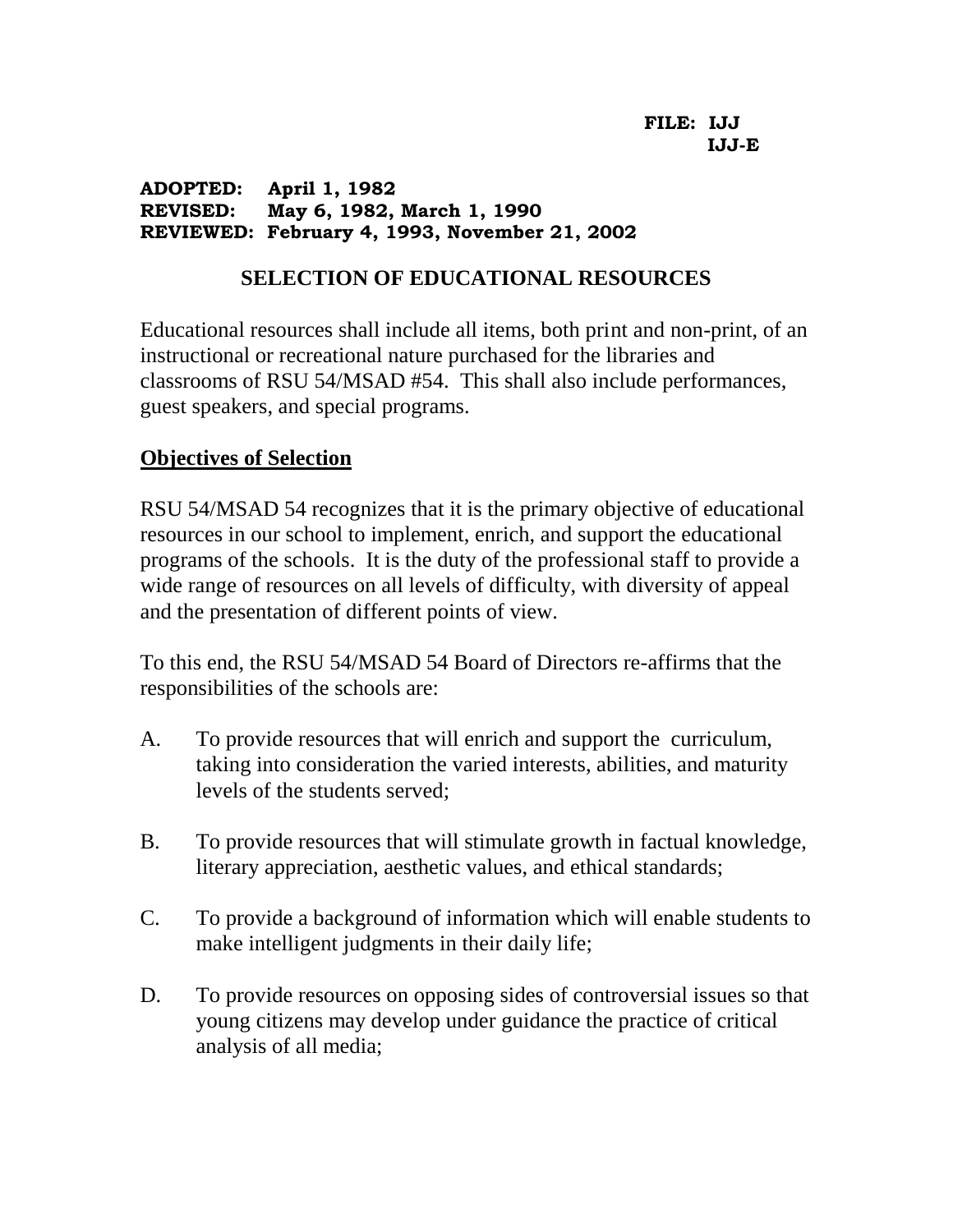**FILE: IJJ**
**IJJ-E**

**ADOPTED: April 1, 1982**
**REVISED: May 6, 1982, March 1, 1990**
**REVIEWED: February 4, 1993, November 21, 2002**

# SELECTION OF EDUCATIONAL RESOURCES

Educational resources shall include all items, both print and non-print, of an instructional or recreational nature purchased for the libraries and classrooms of RSU 54/MSAD #54. This shall also include performances, guest speakers, and special programs.

## Objectives of Selection

RSU 54/MSAD 54 recognizes that it is the primary objective of educational resources in our school to implement, enrich, and support the educational programs of the schools. It is the duty of the professional staff to provide a wide range of resources on all levels of difficulty, with diversity of appeal and the presentation of different points of view.

To this end, the RSU 54/MSAD 54 Board of Directors re-affirms that the responsibilities of the schools are:

A. To provide resources that will enrich and support the curriculum, taking into consideration the varied interests, abilities, and maturity levels of the students served;

B. To provide resources that will stimulate growth in factual knowledge, literary appreciation, aesthetic values, and ethical standards;

C. To provide a background of information which will enable students to make intelligent judgments in their daily life;

D. To provide resources on opposing sides of controversial issues so that young citizens may develop under guidance the practice of critical analysis of all media;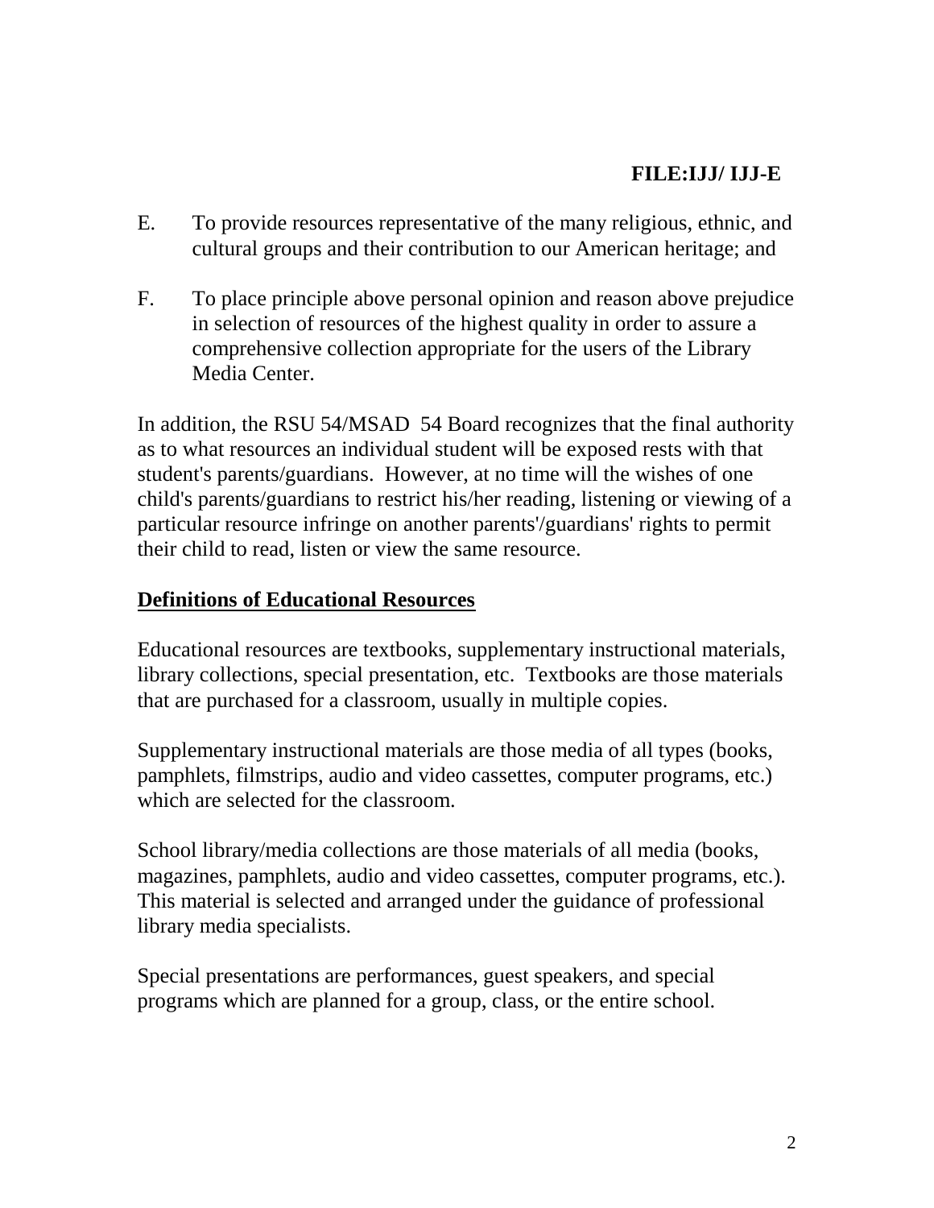E. To provide resources representative of the many religious, ethnic, and cultural groups and their contribution to our American heritage; and

F. To place principle above personal opinion and reason above prejudice in selection of resources of the highest quality in order to assure a comprehensive collection appropriate for the users of the Library Media Center.

In addition, the RSU 54/MSAD 54 Board recognizes that the final authority as to what resources an individual student will be exposed rests with that student's parents/guardians. However, at no time will the wishes of one child's parents/guardians to restrict his/her reading, listening or viewing of a particular resource infringe on another parents'/guardians' rights to permit their child to read, listen or view the same resource.

## Definitions of Educational Resources

Educational resources are textbooks, supplementary instructional materials, library collections, special presentation, etc. Textbooks are those materials that are purchased for a classroom, usually in multiple copies.

Supplementary instructional materials are those media of all types (books, pamphlets, filmstrips, audio and video cassettes, computer programs, etc.) which are selected for the classroom.

School library/media collections are those materials of all media (books, magazines, pamphlets, audio and video cassettes, computer programs, etc.). This material is selected and arranged under the guidance of professional library media specialists.

Special presentations are performances, guest speakers, and special programs which are planned for a group, class, or the entire school.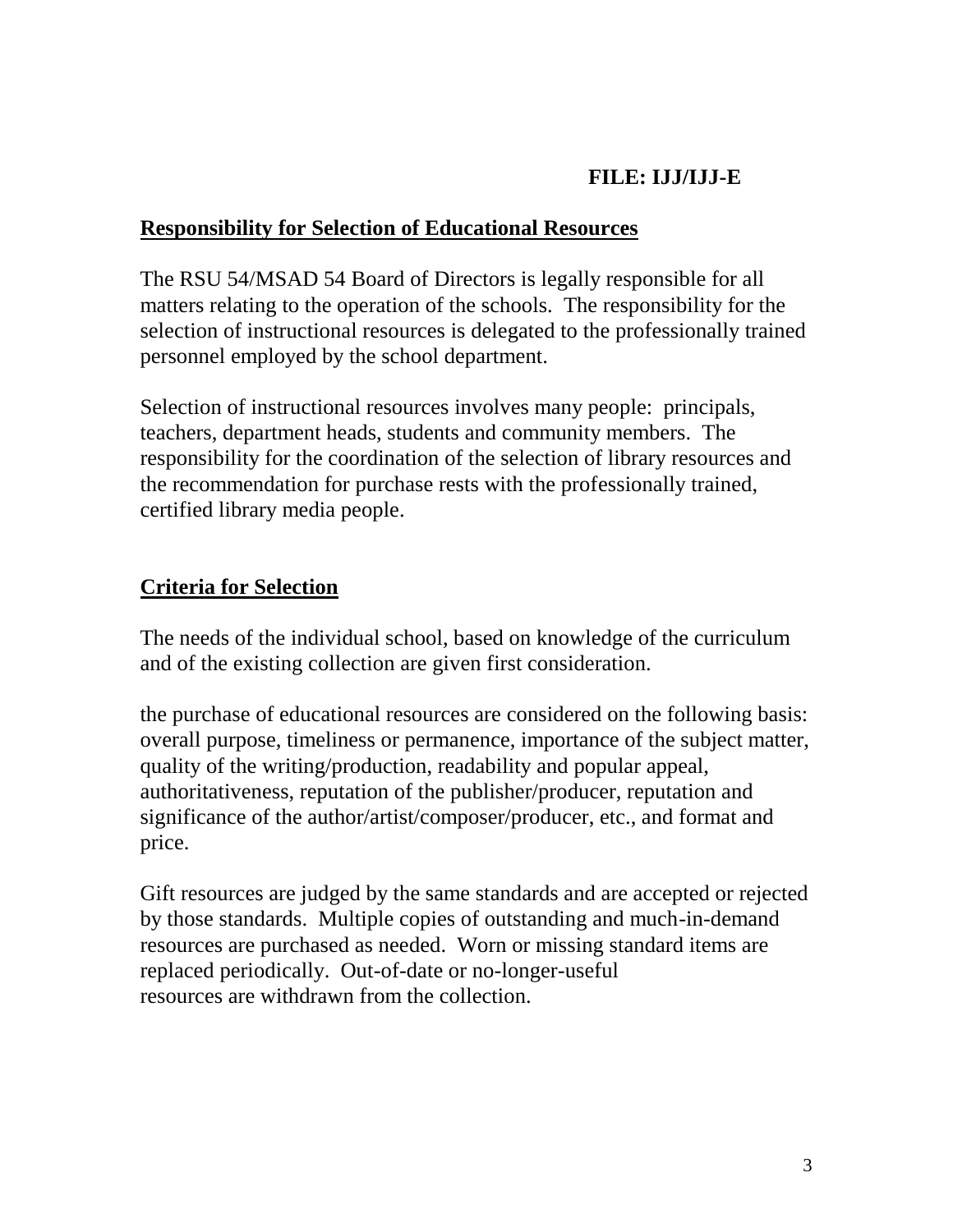**FILE: IJJ/IJJ-E**

## Responsibility for Selection of Educational Resources

The RSU 54/MSAD 54 Board of Directors is legally responsible for all matters relating to the operation of the schools. The responsibility for the selection of instructional resources is delegated to the professionally trained personnel employed by the school department.

Selection of instructional resources involves many people: principals, teachers, department heads, students and community members. The responsibility for the coordination of the selection of library resources and the recommendation for purchase rests with the professionally trained, certified library media people.

## Criteria for Selection

The needs of the individual school, based on knowledge of the curriculum and of the existing collection are given first consideration.

the purchase of educational resources are considered on the following basis: overall purpose, timeliness or permanence, importance of the subject matter, quality of the writing/production, readability and popular appeal, authoritativeness, reputation of the publisher/producer, reputation and significance of the author/artist/composer/producer, etc., and format and price.

Gift resources are judged by the same standards and are accepted or rejected by those standards. Multiple copies of outstanding and much-in-demand resources are purchased as needed. Worn or missing standard items are replaced periodically. Out-of-date or no-longer-useful resources are withdrawn from the collection.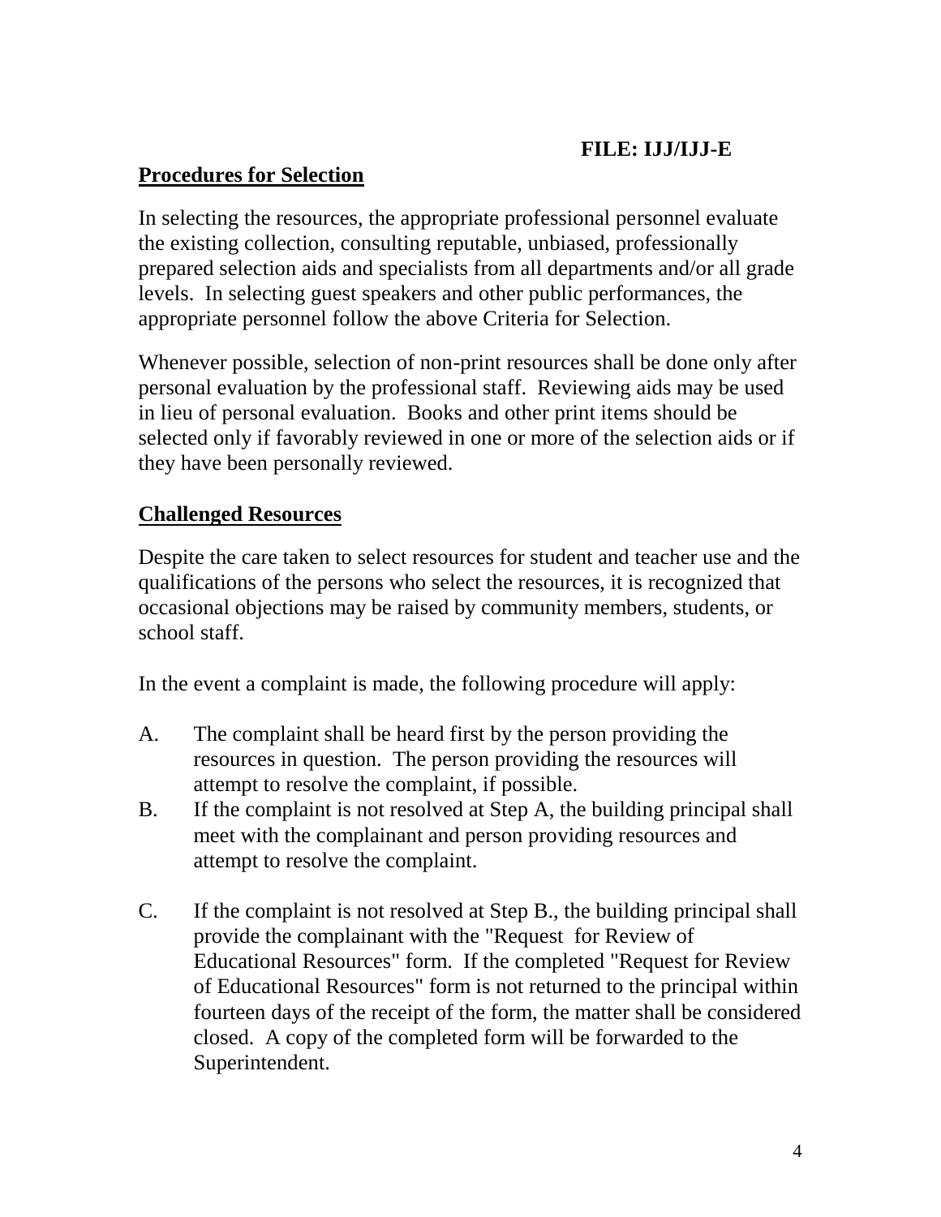**FILE: IJJ/IJJ-E**

## Procedures for Selection

In selecting the resources, the appropriate professional personnel evaluate the existing collection, consulting reputable, unbiased, professionally prepared selection aids and specialists from all departments and/or all grade levels. In selecting guest speakers and other public performances, the appropriate personnel follow the above Criteria for Selection.

Whenever possible, selection of non-print resources shall be done only after personal evaluation by the professional staff. Reviewing aids may be used in lieu of personal evaluation. Books and other print items should be selected only if favorably reviewed in one or more of the selection aids or if they have been personally reviewed.

## Challenged Resources

Despite the care taken to select resources for student and teacher use and the qualifications of the persons who select the resources, it is recognized that occasional objections may be raised by community members, students, or school staff.

In the event a complaint is made, the following procedure will apply:

A. The complaint shall be heard first by the person providing the resources in question. The person providing the resources will attempt to resolve the complaint, if possible.

B. If the complaint is not resolved at Step A, the building principal shall meet with the complainant and person providing resources and attempt to resolve the complaint.

C. If the complaint is not resolved at Step B., the building principal shall provide the complainant with the "Request for Review of Educational Resources" form. If the completed "Request for Review of Educational Resources" form is not returned to the principal within fourteen days of the receipt of the form, the matter shall be considered closed. A copy of the completed form will be forwarded to the Superintendent.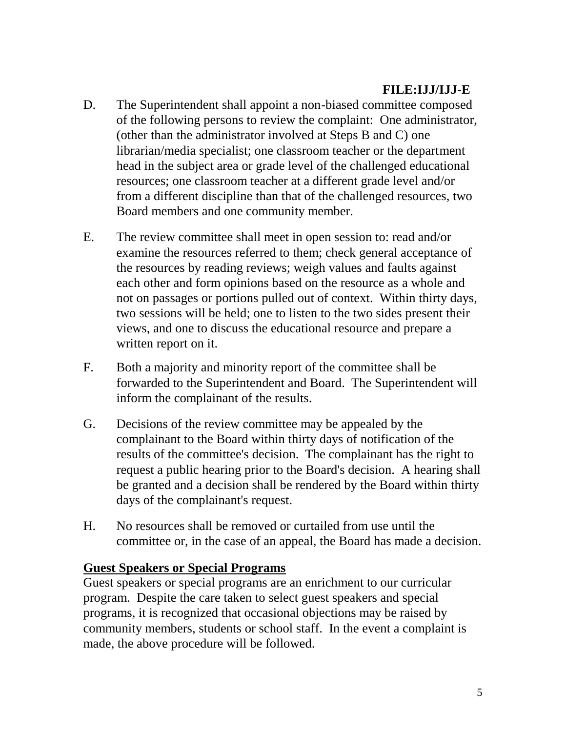D. The Superintendent shall appoint a non-biased committee composed of the following persons to review the complaint: One administrator, (other than the administrator involved at Steps B and C) one librarian/media specialist; one classroom teacher or the department head in the subject area or grade level of the challenged educational resources; one classroom teacher at a different grade level and/or from a different discipline than that of the challenged resources, two Board members and one community member.

E. The review committee shall meet in open session to: read and/or examine the resources referred to them; check general acceptance of the resources by reading reviews; weigh values and faults against each other and form opinions based on the resource as a whole and not on passages or portions pulled out of context. Within thirty days, two sessions will be held; one to listen to the two sides present their views, and one to discuss the educational resource and prepare a written report on it.

F. Both a majority and minority report of the committee shall be forwarded to the Superintendent and Board. The Superintendent will inform the complainant of the results.

G. Decisions of the review committee may be appealed by the complainant to the Board within thirty days of notification of the results of the committee's decision. The complainant has the right to request a public hearing prior to the Board's decision. A hearing shall be granted and a decision shall be rendered by the Board within thirty days of the complainant's request.

H. No resources shall be removed or curtailed from use until the committee or, in the case of an appeal, the Board has made a decision.

**Guest Speakers or Special Programs**

Guest speakers or special programs are an enrichment to our curricular program. Despite the care taken to select guest speakers and special programs, it is recognized that occasional objections may be raised by community members, students or school staff. In the event a complaint is made, the above procedure will be followed.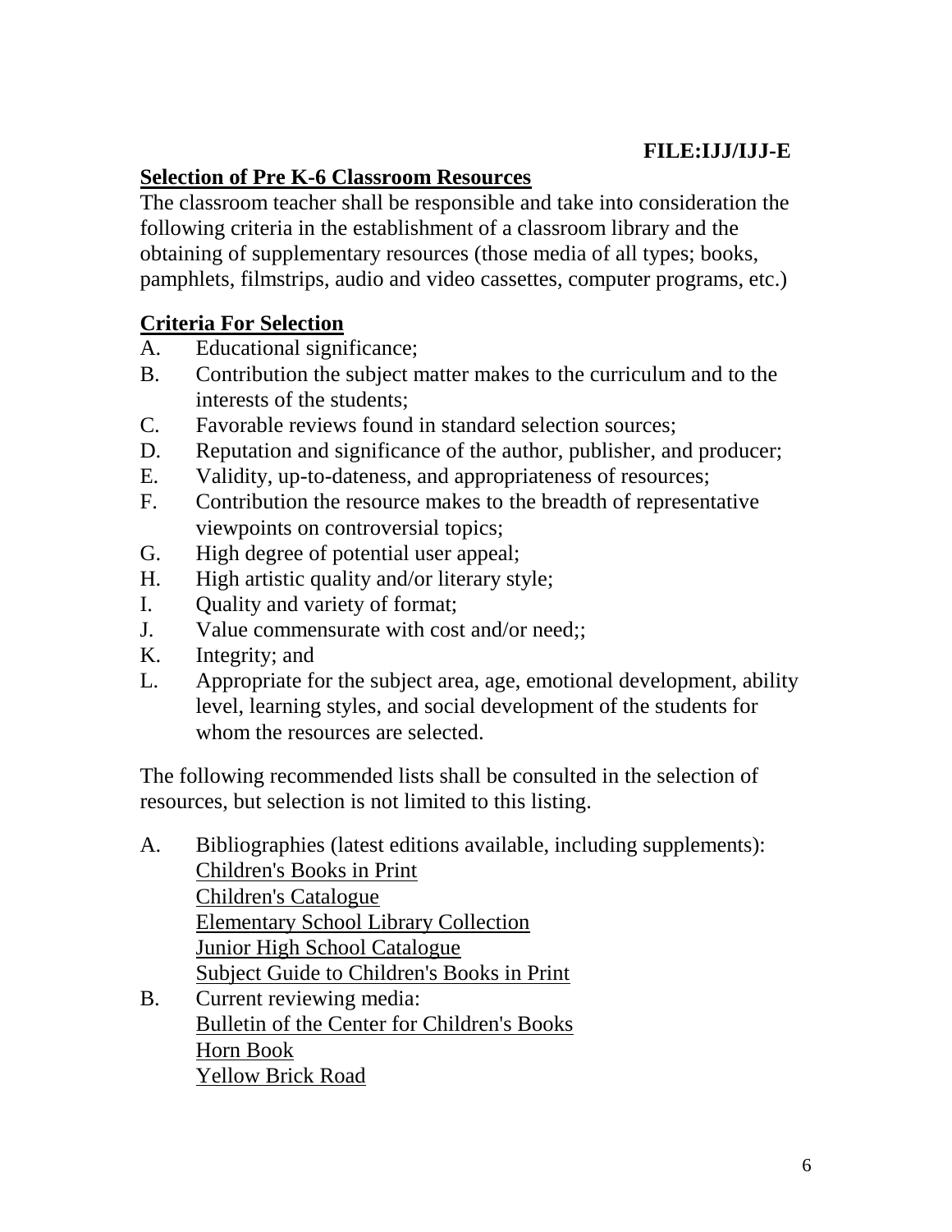**FILE:IJJ/IJJ-E**

## Selection of Pre K-6 Classroom Resources

The classroom teacher shall be responsible and take into consideration the following criteria in the establishment of a classroom library and the obtaining of supplementary resources (those media of all types; books, pamphlets, filmstrips, audio and video cassettes, computer programs, etc.)

## Criteria For Selection

A. Educational significance;
B. Contribution the subject matter makes to the curriculum and to the interests of the students;
C. Favorable reviews found in standard selection sources;
D. Reputation and significance of the author, publisher, and producer;
E. Validity, up-to-dateness, and appropriateness of resources;
F. Contribution the resource makes to the breadth of representative viewpoints on controversial topics;
G. High degree of potential user appeal;
H. High artistic quality and/or literary style;
I. Quality and variety of format;
J. Value commensurate with cost and/or need;;
K. Integrity; and
L. Appropriate for the subject area, age, emotional development, ability level, learning styles, and social development of the students for whom the resources are selected.

The following recommended lists shall be consulted in the selection of resources, but selection is not limited to this listing.

A. Bibliographies (latest editions available, including supplements):
   Children's Books in Print
   Children's Catalogue
   Elementary School Library Collection
   Junior High School Catalogue
   Subject Guide to Children's Books in Print
B. Current reviewing media:
   Bulletin of the Center for Children's Books
   Horn Book
   Yellow Brick Road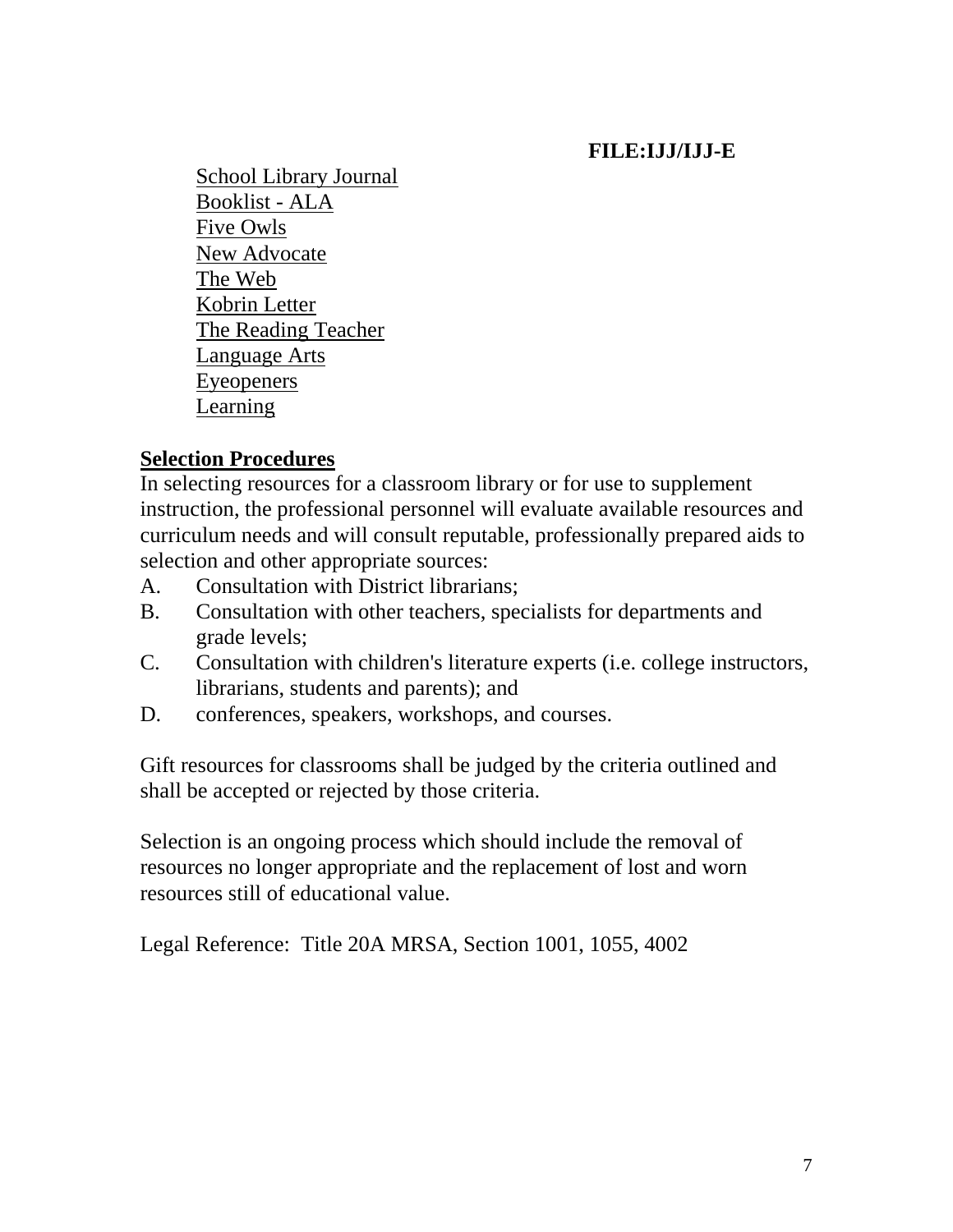**FILE:IJJ/IJJ-E**

- School Library Journal
- Booklist - ALA
- Five Owls
- New Advocate
- The Web
- Kobrin Letter
- The Reading Teacher
- Language Arts
- Eyeopeners
- Learning

**Selection Procedures**

In selecting resources for a classroom library or for use to supplement instruction, the professional personnel will evaluate available resources and curriculum needs and will consult reputable, professionally prepared aids to selection and other appropriate sources:

A. Consultation with District librarians;

B. Consultation with other teachers, specialists for departments and grade levels;

C. Consultation with children's literature experts (i.e. college instructors, librarians, students and parents); and

D. conferences, speakers, workshops, and courses.

Gift resources for classrooms shall be judged by the criteria outlined and shall be accepted or rejected by those criteria.

Selection is an ongoing process which should include the removal of resources no longer appropriate and the replacement of lost and worn resources still of educational value.

Legal Reference: Title 20A MRSA, Section 1001, 1055, 4002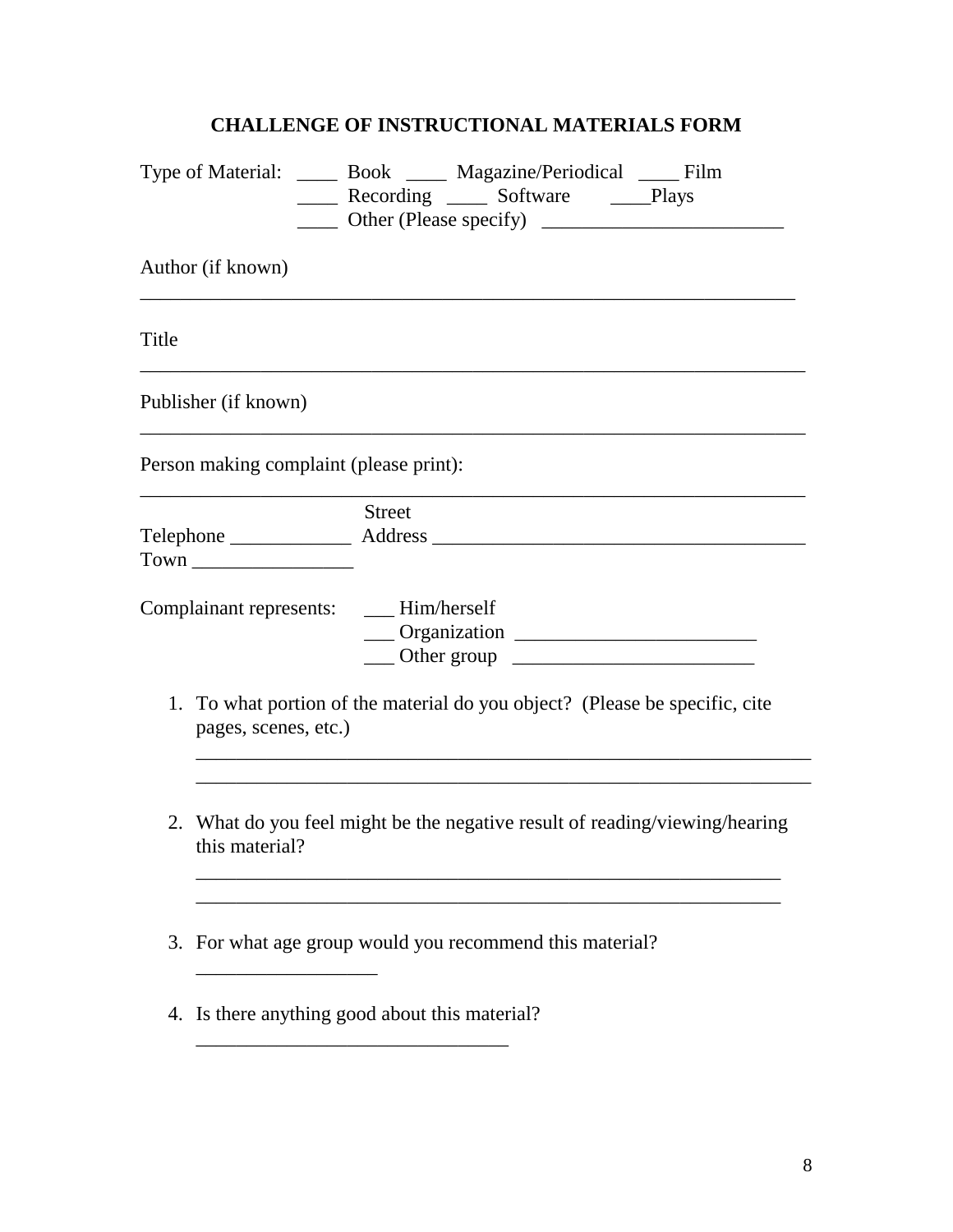# CHALLENGE OF INSTRUCTIONAL MATERIALS FORM

Type of Material: ____ Book ____ Magazine/Periodical ____ Film
____ Recording ____ Software ____Plays
____ Other (Please specify) ________________________

Author (if known)

_________________________________________________________________

Title

_________________________________________________________________

Publisher (if known)

_________________________________________________________________

Person making complaint (please print):

_________________________________________________________________

Telephone ____________ Street Address _____________________________________

Town ________________

Complainant represents: ___ Him/herself
___ Organization ________________________
___ Other group ________________________

1. To what portion of the material do you object? (Please be specific, cite pages, scenes, etc.)

   _____________________________________________________________
   _____________________________________________________________

2. What do you feel might be the negative result of reading/viewing/hearing this material?

   _____________________________________________________________
   _____________________________________________________________

3. For what age group would you recommend this material?

   __________________

4. Is there anything good about this material?

   _______________________________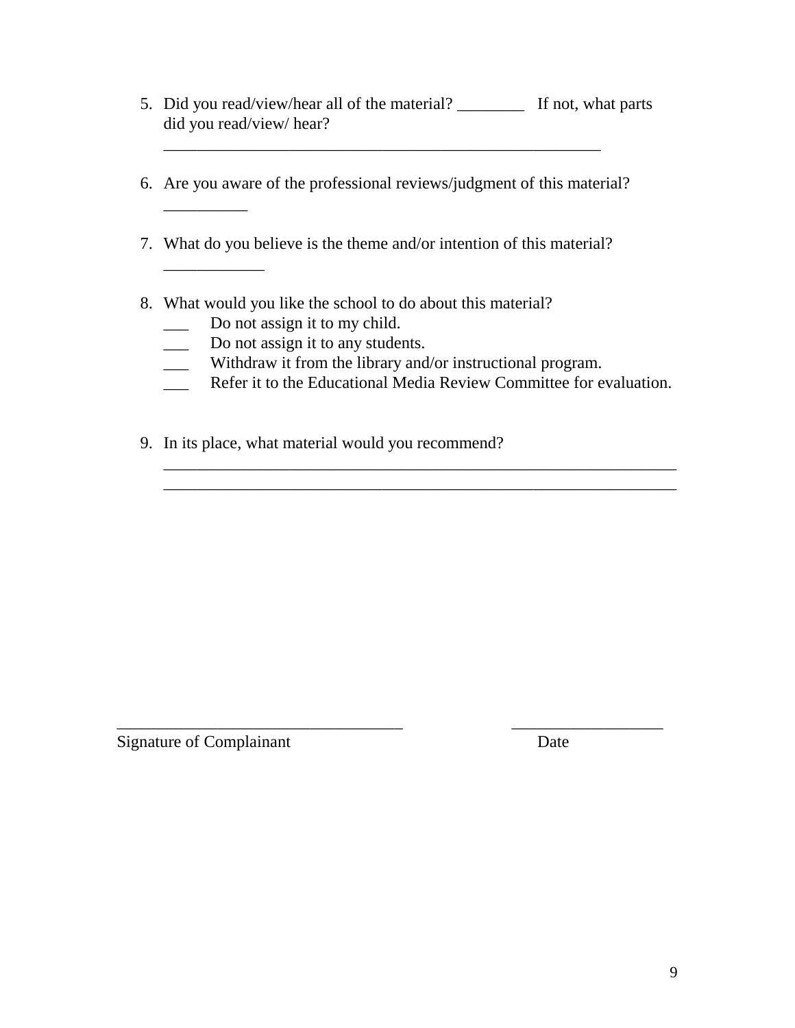5. Did you read/view/hear all of the material? ________ If not, what parts did you read/view/ hear?
   _______________________________________________________

6. Are you aware of the professional reviews/judgment of this material?
   __________

7. What do you believe is the theme and/or intention of this material?
   ____________

8. What would you like the school to do about this material?
   ___ Do not assign it to my child.
   ___ Do not assign it to any students.
   ___ Withdraw it from the library and/or instructional program.
   ___ Refer it to the Educational Media Review Committee for evaluation.

9. In its place, what material would you recommend?
   _________________________________________________________________
   _________________________________________________________________

____________________________________ ___________________

Signature of Complainant Date